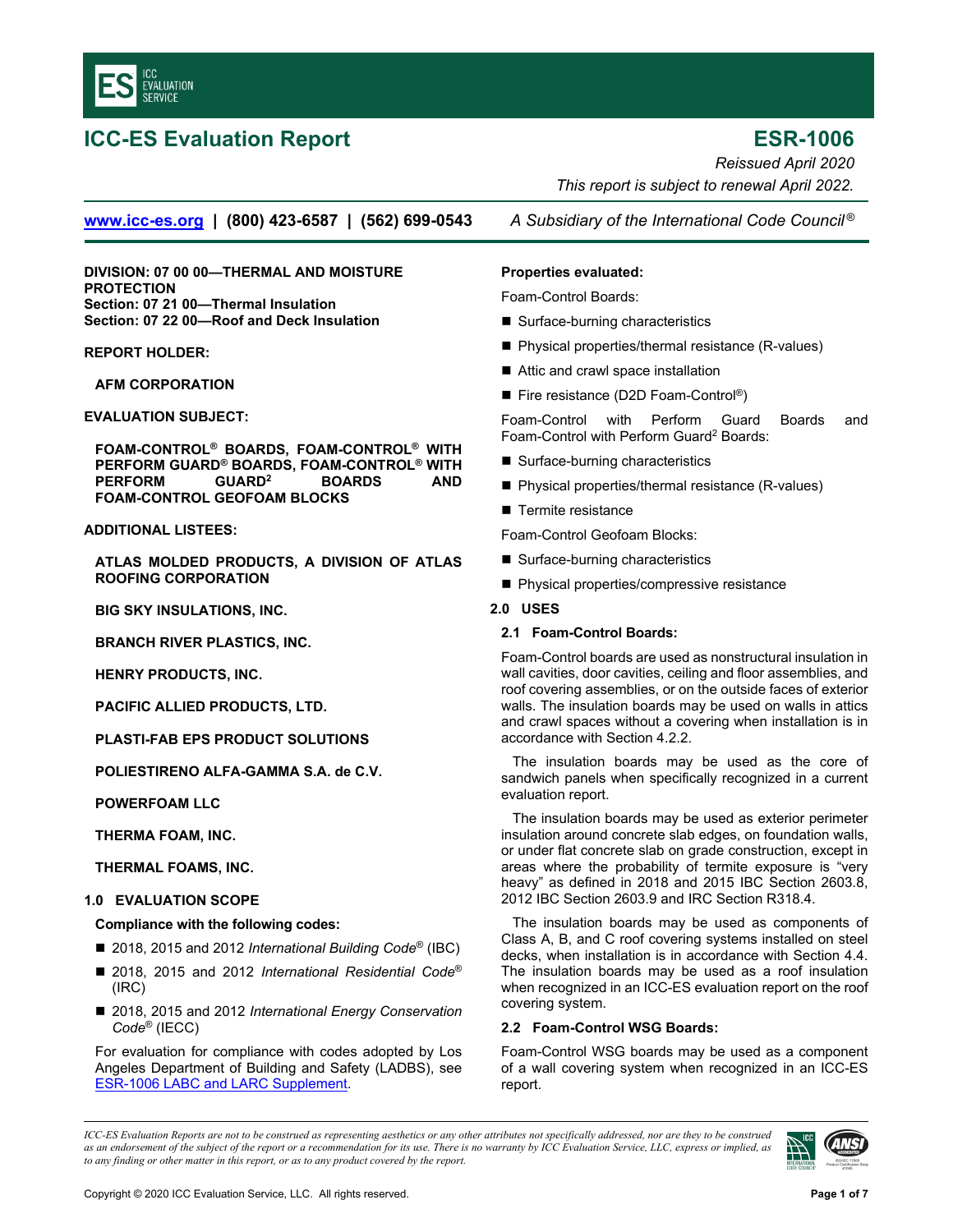# ICC-ES Evaluation Report

# ESR-1006

*Reissued April 2020*

*This report is subject to renewal April 2022.*

www.icc-es.org | (800) 423-6587 | (562) 699-0543 *A Subsidiary of the International Code Council®*

**DIVISION: 07 00 00—THERMAL AND MOISTURE PROTECTION**
**Section: 07 21 00—Thermal Insulation**
**Section: 07 22 00—Roof and Deck Insulation**

**REPORT HOLDER:**

**AFM CORPORATION**

**EVALUATION SUBJECT:**

**FOAM-CONTROL® BOARDS, FOAM-CONTROL® WITH PERFORM GUARD® BOARDS, FOAM-CONTROL® WITH PERFORM GUARD[2] BOARDS AND FOAM-CONTROL GEOFOAM BLOCKS**

**ADDITIONAL LISTEES:**

**ATLAS MOLDED PRODUCTS, A DIVISION OF ATLAS ROOFING CORPORATION**

**BIG SKY INSULATIONS, INC.**

**BRANCH RIVER PLASTICS, INC.**

**HENRY PRODUCTS, INC.**

**PACIFIC ALLIED PRODUCTS, LTD.**

**PLASTI-FAB EPS PRODUCT SOLUTIONS**

**POLIESTIRENO ALFA-GAMMA S.A. de C.V.**

**POWERFOAM LLC**

**THERMA FOAM, INC.**

**THERMAL FOAMS, INC.**

## 1.0 EVALUATION SCOPE

**Compliance with the following codes:**

- 2018, 2015 and 2012 *International Building Code®* (IBC)
- 2018, 2015 and 2012 *International Residential Code®* (IRC)
- 2018, 2015 and 2012 *International Energy Conservation Code®* (IECC)

For evaluation for compliance with codes adopted by Los Angeles Department of Building and Safety (LADBS), see ESR-1006 LABC and LARC Supplement.

**Properties evaluated:**

Foam-Control Boards:

- Surface-burning characteristics
- Physical properties/thermal resistance (R-values)
- Attic and crawl space installation
- Fire resistance (D2D Foam-Control®)

Foam-Control with Perform Guard Boards and Foam-Control with Perform Guard[2] Boards:

- Surface-burning characteristics
- Physical properties/thermal resistance (R-values)
- Termite resistance

Foam-Control Geofoam Blocks:

- Surface-burning characteristics
- Physical properties/compressive resistance

## 2.0 USES

### 2.1 Foam-Control Boards:

Foam-Control boards are used as nonstructural insulation in wall cavities, door cavities, ceiling and floor assemblies, and roof covering assemblies, or on the outside faces of exterior walls. The insulation boards may be used on walls in attics and crawl spaces without a covering when installation is in accordance with Section 4.2.2.

The insulation boards may be used as the core of sandwich panels when specifically recognized in a current evaluation report.

The insulation boards may be used as exterior perimeter insulation around concrete slab edges, on foundation walls, or under flat concrete slab on grade construction, except in areas where the probability of termite exposure is "very heavy" as defined in 2018 and 2015 IBC Section 2603.8, 2012 IBC Section 2603.9 and IRC Section R318.4.

The insulation boards may be used as components of Class A, B, and C roof covering systems installed on steel decks, when installation is in accordance with Section 4.4. The insulation boards may be used as a roof insulation when recognized in an ICC-ES evaluation report on the roof covering system.

### 2.2 Foam-Control WSG Boards:

Foam-Control WSG boards may be used as a component of a wall covering system when recognized in an ICC-ES report.

*ICC-ES Evaluation Reports are not to be construed as representing aesthetics or any other attributes not specifically addressed, nor are they to be construed as an endorsement of the subject of the report or a recommendation for its use. There is no warranty by ICC Evaluation Service, LLC, express or implied, as to any finding or other matter in this report, or as to any product covered by the report.*

Copyright © 2020 ICC Evaluation Service, LLC. All rights reserved.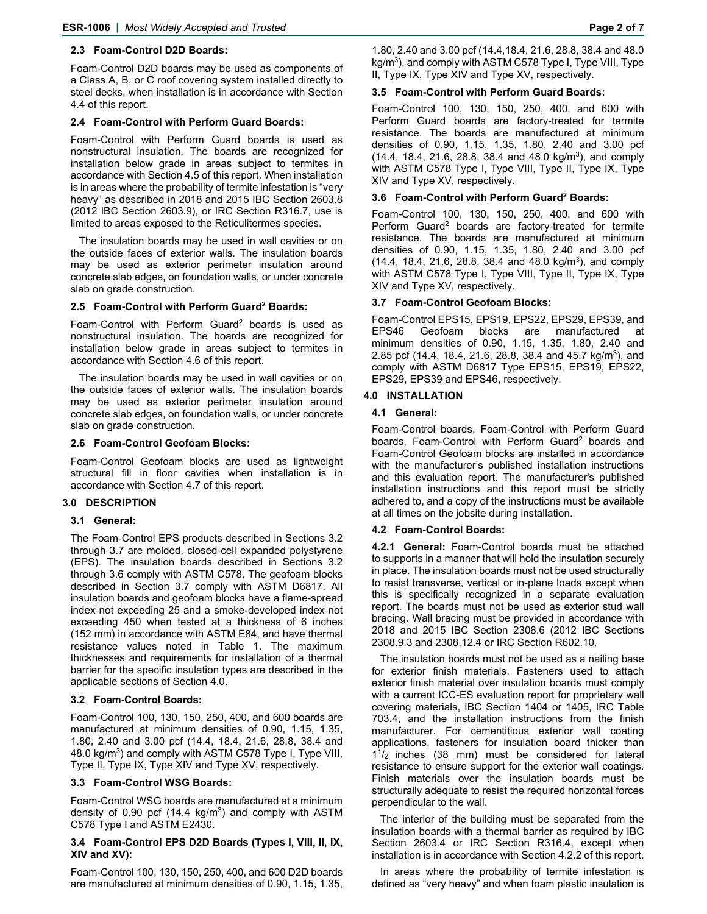### 2.3 Foam-Control D2D Boards:

Foam-Control D2D boards may be used as components of a Class A, B, or C roof covering system installed directly to steel decks, when installation is in accordance with Section 4.4 of this report.

### 2.4 Foam-Control with Perform Guard Boards:

Foam-Control with Perform Guard boards is used as nonstructural insulation. The boards are recognized for installation below grade in areas subject to termites in accordance with Section 4.5 of this report. When installation is in areas where the probability of termite infestation is "very heavy" as described in 2018 and 2015 IBC Section 2603.8 (2012 IBC Section 2603.9), or IRC Section R316.7, use is limited to areas exposed to the Reticulitermes species.

The insulation boards may be used in wall cavities or on the outside faces of exterior walls. The insulation boards may be used as exterior perimeter insulation around concrete slab edges, on foundation walls, or under concrete slab on grade construction.

### 2.5 Foam-Control with Perform Guard[2] Boards:

Foam-Control with Perform Guard[2] boards is used as nonstructural insulation. The boards are recognized for installation below grade in areas subject to termites in accordance with Section 4.6 of this report.

The insulation boards may be used in wall cavities or on the outside faces of exterior walls. The insulation boards may be used as exterior perimeter insulation around concrete slab edges, on foundation walls, or under concrete slab on grade construction.

### 2.6 Foam-Control Geofoam Blocks:

Foam-Control Geofoam blocks are used as lightweight structural fill in floor cavities when installation is in accordance with Section 4.7 of this report.

## 3.0 DESCRIPTION

### 3.1 General:

The Foam-Control EPS products described in Sections 3.2 through 3.7 are molded, closed-cell expanded polystyrene (EPS). The insulation boards described in Sections 3.2 through 3.6 comply with ASTM C578. The geofoam blocks described in Section 3.7 comply with ASTM D6817. All insulation boards and geofoam blocks have a flame-spread index not exceeding 25 and a smoke-developed index not exceeding 450 when tested at a thickness of 6 inches (152 mm) in accordance with ASTM E84, and have thermal resistance values noted in Table 1. The maximum thicknesses and requirements for installation of a thermal barrier for the specific insulation types are described in the applicable sections of Section 4.0.

### 3.2 Foam-Control Boards:

Foam-Control 100, 130, 150, 250, 400, and 600 boards are manufactured at minimum densities of 0.90, 1.15, 1.35, 1.80, 2.40 and 3.00 pcf (14.4, 18.4, 21.6, 28.8, 38.4 and 48.0 kg/m$^3$) and comply with ASTM C578 Type I, Type VIII, Type II, Type IX, Type XIV and Type XV, respectively.

### 3.3 Foam-Control WSG Boards:

Foam-Control WSG boards are manufactured at a minimum density of 0.90 pcf (14.4 kg/m$^3$) and comply with ASTM C578 Type I and ASTM E2430.

### 3.4 Foam-Control EPS D2D Boards (Types I, VIII, II, IX, XIV and XV):

Foam-Control 100, 130, 150, 250, 400, and 600 D2D boards are manufactured at minimum densities of 0.90, 1.15, 1.35, 1.80, 2.40 and 3.00 pcf (14.4,18.4, 21.6, 28.8, 38.4 and 48.0 kg/m$^3$), and comply with ASTM C578 Type I, Type VIII, Type II, Type IX, Type XIV and Type XV, respectively.

### 3.5 Foam-Control with Perform Guard Boards:

Foam-Control 100, 130, 150, 250, 400, and 600 with Perform Guard boards are factory-treated for termite resistance. The boards are manufactured at minimum densities of 0.90, 1.15, 1.35, 1.80, 2.40 and 3.00 pcf (14.4, 18.4, 21.6, 28.8, 38.4 and 48.0 kg/m$^3$), and comply with ASTM C578 Type I, Type VIII, Type II, Type IX, Type XIV and Type XV, respectively.

### 3.6 Foam-Control with Perform Guard[2] Boards:

Foam-Control 100, 130, 150, 250, 400, and 600 with Perform Guard[2] boards are factory-treated for termite resistance. The boards are manufactured at minimum densities of 0.90, 1.15, 1.35, 1.80, 2.40 and 3.00 pcf (14.4, 18.4, 21.6, 28.8, 38.4 and 48.0 kg/m$^3$), and comply with ASTM C578 Type I, Type VIII, Type II, Type IX, Type XIV and Type XV, respectively.

### 3.7 Foam-Control Geofoam Blocks:

Foam-Control EPS15, EPS19, EPS22, EPS29, EPS39, and EPS46 Geofoam blocks are manufactured at minimum densities of 0.90, 1.15, 1.35, 1.80, 2.40 and 2.85 pcf (14.4, 18.4, 21.6, 28.8, 38.4 and 45.7 kg/m$^3$), and comply with ASTM D6817 Type EPS15, EPS19, EPS22, EPS29, EPS39 and EPS46, respectively.

## 4.0 INSTALLATION

### 4.1 General:

Foam-Control boards, Foam-Control with Perform Guard boards, Foam-Control with Perform Guard[2] boards and Foam-Control Geofoam blocks are installed in accordance with the manufacturer's published installation instructions and this evaluation report. The manufacturer's published installation instructions and this report must be strictly adhered to, and a copy of the instructions must be available at all times on the jobsite during installation.

### 4.2 Foam-Control Boards:

**4.2.1 General:** Foam-Control boards must be attached to supports in a manner that will hold the insulation securely in place. The insulation boards must not be used structurally to resist transverse, vertical or in-plane loads except when this is specifically recognized in a separate evaluation report. The boards must not be used as exterior stud wall bracing. Wall bracing must be provided in accordance with 2018 and 2015 IBC Section 2308.6 (2012 IBC Sections 2308.9.3 and 2308.12.4 or IRC Section R602.10.

The insulation boards must not be used as a nailing base for exterior finish materials. Fasteners used to attach exterior finish material over insulation boards must comply with a current ICC-ES evaluation report for proprietary wall covering materials, IBC Section 1404 or 1405, IRC Table 703.4, and the installation instructions from the finish manufacturer. For cementitious exterior wall coating applications, fasteners for insulation board thicker than $1^1/_2$ inches (38 mm) must be considered for lateral resistance to ensure support for the exterior wall coatings. Finish materials over the insulation boards must be structurally adequate to resist the required horizontal forces perpendicular to the wall.

The interior of the building must be separated from the insulation boards with a thermal barrier as required by IBC Section 2603.4 or IRC Section R316.4, except when installation is in accordance with Section 4.2.2 of this report.

In areas where the probability of termite infestation is defined as "very heavy" and when foam plastic insulation is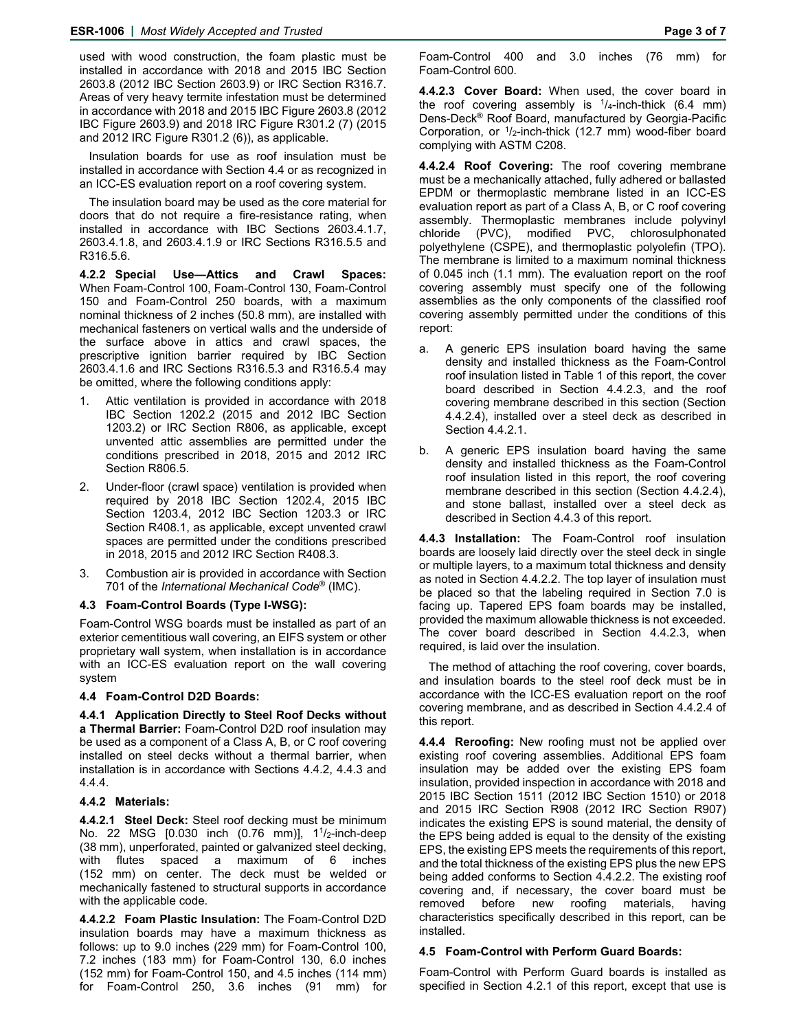used with wood construction, the foam plastic must be installed in accordance with 2018 and 2015 IBC Section 2603.8 (2012 IBC Section 2603.9) or IRC Section R316.7. Areas of very heavy termite infestation must be determined in accordance with 2018 and 2015 IBC Figure 2603.8 (2012 IBC Figure 2603.9) and 2018 IRC Figure R301.2 (7) (2015 and 2012 IRC Figure R301.2 (6)), as applicable.

Insulation boards for use as roof insulation must be installed in accordance with Section 4.4 or as recognized in an ICC-ES evaluation report on a roof covering system.

The insulation board may be used as the core material for doors that do not require a fire-resistance rating, when installed in accordance with IBC Sections 2603.4.1.7, 2603.4.1.8, and 2603.4.1.9 or IRC Sections R316.5.5 and R316.5.6.

**4.2.2 Special Use—Attics and Crawl Spaces:** When Foam-Control 100, Foam-Control 130, Foam-Control 150 and Foam-Control 250 boards, with a maximum nominal thickness of 2 inches (50.8 mm), are installed with mechanical fasteners on vertical walls and the underside of the surface above in attics and crawl spaces, the prescriptive ignition barrier required by IBC Section 2603.4.1.6 and IRC Sections R316.5.3 and R316.5.4 may be omitted, where the following conditions apply:

1. Attic ventilation is provided in accordance with 2018 IBC Section 1202.2 (2015 and 2012 IBC Section 1203.2) or IRC Section R806, as applicable, except unvented attic assemblies are permitted under the conditions prescribed in 2018, 2015 and 2012 IRC Section R806.5.
2. Under-floor (crawl space) ventilation is provided when required by 2018 IBC Section 1202.4, 2015 IBC Section 1203.4, 2012 IBC Section 1203.3 or IRC Section R408.1, as applicable, except unvented crawl spaces are permitted under the conditions prescribed in 2018, 2015 and 2012 IRC Section R408.3.
3. Combustion air is provided in accordance with Section 701 of the *International Mechanical Code*® (IMC).

### 4.3 Foam-Control Boards (Type I-WSG):

Foam-Control WSG boards must be installed as part of an exterior cementitious wall covering, an EIFS system or other proprietary wall system, when installation is in accordance with an ICC-ES evaluation report on the wall covering system

### 4.4 Foam-Control D2D Boards:

**4.4.1 Application Directly to Steel Roof Decks without a Thermal Barrier:** Foam-Control D2D roof insulation may be used as a component of a Class A, B, or C roof covering installed on steel decks without a thermal barrier, when installation is in accordance with Sections 4.4.2, 4.4.3 and 4.4.4.

**4.4.2 Materials:**

**4.4.2.1 Steel Deck:** Steel roof decking must be minimum No. 22 MSG [0.030 inch (0.76 mm)], 1[1]/2-inch-deep (38 mm), unperforated, painted or galvanized steel decking, with flutes spaced a maximum of 6 inches (152 mm) on center. The deck must be welded or mechanically fastened to structural supports in accordance with the applicable code.

**4.4.2.2 Foam Plastic Insulation:** The Foam-Control D2D insulation boards may have a maximum thickness as follows: up to 9.0 inches (229 mm) for Foam-Control 100, 7.2 inches (183 mm) for Foam-Control 130, 6.0 inches (152 mm) for Foam-Control 150, and 4.5 inches (114 mm) for Foam-Control 250, 3.6 inches (91 mm) for Foam-Control 400 and 3.0 inches (76 mm) for Foam-Control 600.

**4.4.2.3 Cover Board:** When used, the cover board in the roof covering assembly is 1/4-inch-thick (6.4 mm) Dens-Deck® Roof Board, manufactured by Georgia-Pacific Corporation, or 1/2-inch-thick (12.7 mm) wood-fiber board complying with ASTM C208.

**4.4.2.4 Roof Covering:** The roof covering membrane must be a mechanically attached, fully adhered or ballasted EPDM or thermoplastic membrane listed in an ICC-ES evaluation report as part of a Class A, B, or C roof covering assembly. Thermoplastic membranes include polyvinyl chloride (PVC), modified PVC, chlorosulphonated polyethylene (CSPE), and thermoplastic polyolefin (TPO). The membrane is limited to a maximum nominal thickness of 0.045 inch (1.1 mm). The evaluation report on the roof covering assembly must specify one of the following assemblies as the only components of the classified roof covering assembly permitted under the conditions of this report:

a. A generic EPS insulation board having the same density and installed thickness as the Foam-Control roof insulation listed in Table 1 of this report, the cover board described in Section 4.4.2.3, and the roof covering membrane described in this section (Section 4.4.2.4), installed over a steel deck as described in Section 4.4.2.1.

b. A generic EPS insulation board having the same density and installed thickness as the Foam-Control roof insulation listed in this report, the roof covering membrane described in this section (Section 4.4.2.4), and stone ballast, installed over a steel deck as described in Section 4.4.3 of this report.

**4.4.3 Installation:** The Foam-Control roof insulation boards are loosely laid directly over the steel deck in single or multiple layers, to a maximum total thickness and density as noted in Section 4.4.2.2. The top layer of insulation must be placed so that the labeling required in Section 7.0 is facing up. Tapered EPS foam boards may be installed, provided the maximum allowable thickness is not exceeded. The cover board described in Section 4.4.2.3, when required, is laid over the insulation.

The method of attaching the roof covering, cover boards, and insulation boards to the steel roof deck must be in accordance with the ICC-ES evaluation report on the roof covering membrane, and as described in Section 4.4.2.4 of this report.

**4.4.4 Reroofing:** New roofing must not be applied over existing roof covering assemblies. Additional EPS foam insulation may be added over the existing EPS foam insulation, provided inspection in accordance with 2018 and 2015 IBC Section 1511 (2012 IBC Section 1510) or 2018 and 2015 IRC Section R908 (2012 IRC Section R907) indicates the existing EPS is sound material, the density of the EPS being added is equal to the density of the existing EPS, the existing EPS meets the requirements of this report, and the total thickness of the existing EPS plus the new EPS being added conforms to Section 4.4.2.2. The existing roof covering and, if necessary, the cover board must be removed before new roofing materials, having characteristics specifically described in this report, can be installed.

### 4.5 Foam-Control with Perform Guard Boards:

Foam-Control with Perform Guard boards is installed as specified in Section 4.2.1 of this report, except that use is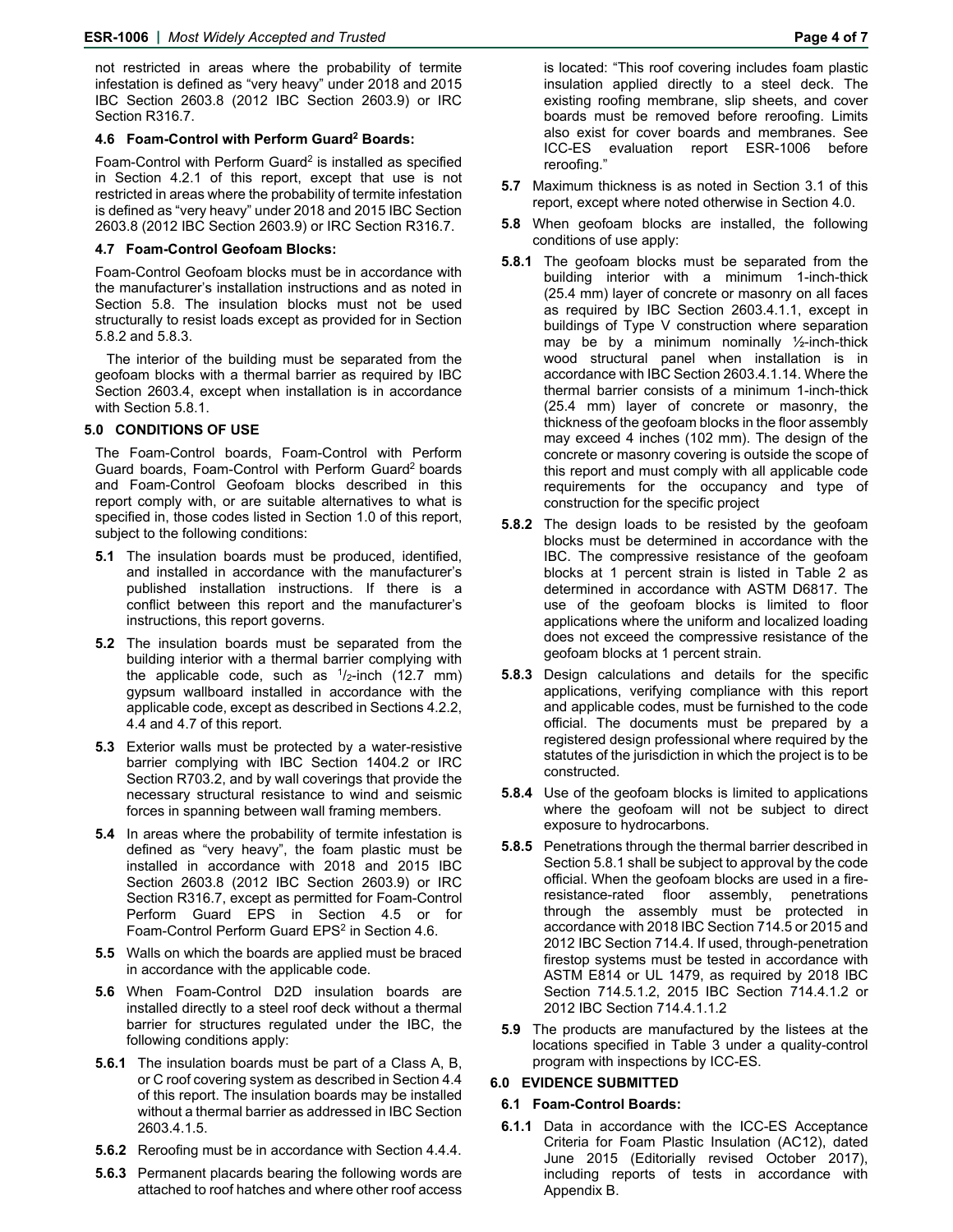not restricted in areas where the probability of termite infestation is defined as "very heavy" under 2018 and 2015 IBC Section 2603.8 (2012 IBC Section 2603.9) or IRC Section R316.7.

### 4.6 Foam-Control with Perform Guard[2] Boards:

Foam-Control with Perform Guard[2] is installed as specified in Section 4.2.1 of this report, except that use is not restricted in areas where the probability of termite infestation is defined as "very heavy" under 2018 and 2015 IBC Section 2603.8 (2012 IBC Section 2603.9) or IRC Section R316.7.

### 4.7 Foam-Control Geofoam Blocks:

Foam-Control Geofoam blocks must be in accordance with the manufacturer's installation instructions and as noted in Section 5.8. The insulation blocks must not be used structurally to resist loads except as provided for in Section 5.8.2 and 5.8.3.

The interior of the building must be separated from the geofoam blocks with a thermal barrier as required by IBC Section 2603.4, except when installation is in accordance with Section 5.8.1.

## 5.0 CONDITIONS OF USE

The Foam-Control boards, Foam-Control with Perform Guard boards, Foam-Control with Perform Guard[2] boards and Foam-Control Geofoam blocks described in this report comply with, or are suitable alternatives to what is specified in, those codes listed in Section 1.0 of this report, subject to the following conditions:

**5.1** The insulation boards must be produced, identified, and installed in accordance with the manufacturer's published installation instructions. If there is a conflict between this report and the manufacturer's instructions, this report governs.

**5.2** The insulation boards must be separated from the building interior with a thermal barrier complying with the applicable code, such as $^{1}/_{2}$-inch (12.7 mm) gypsum wallboard installed in accordance with the applicable code, except as described in Sections 4.2.2, 4.4 and 4.7 of this report.

**5.3** Exterior walls must be protected by a water-resistive barrier complying with IBC Section 1404.2 or IRC Section R703.2, and by wall coverings that provide the necessary structural resistance to wind and seismic forces in spanning between wall framing members.

**5.4** In areas where the probability of termite infestation is defined as "very heavy", the foam plastic must be installed in accordance with 2018 and 2015 IBC Section 2603.8 (2012 IBC Section 2603.9) or IRC Section R316.7, except as permitted for Foam-Control Perform Guard EPS in Section 4.5 or for Foam-Control Perform Guard EPS[2] in Section 4.6.

**5.5** Walls on which the boards are applied must be braced in accordance with the applicable code.

**5.6** When Foam-Control D2D insulation boards are installed directly to a steel roof deck without a thermal barrier for structures regulated under the IBC, the following conditions apply:

**5.6.1** The insulation boards must be part of a Class A, B, or C roof covering system as described in Section 4.4 of this report. The insulation boards may be installed without a thermal barrier as addressed in IBC Section 2603.4.1.5.

**5.6.2** Reroofing must be in accordance with Section 4.4.4.

**5.6.3** Permanent placards bearing the following words are attached to roof hatches and where other roof access is located: "This roof covering includes foam plastic insulation applied directly to a steel deck. The existing roofing membrane, slip sheets, and cover boards must be removed before reroofing. Limits also exist for cover boards and membranes. See ICC-ES evaluation report ESR-1006 before reroofing."

**5.7** Maximum thickness is as noted in Section 3.1 of this report, except where noted otherwise in Section 4.0.

**5.8** When geofoam blocks are installed, the following conditions of use apply:

**5.8.1** The geofoam blocks must be separated from the building interior with a minimum 1-inch-thick (25.4 mm) layer of concrete or masonry on all faces as required by IBC Section 2603.4.1.1, except in buildings of Type V construction where separation may be by a minimum nominally ½-inch-thick wood structural panel when installation is in accordance with IBC Section 2603.4.1.14. Where the thermal barrier consists of a minimum 1-inch-thick (25.4 mm) layer of concrete or masonry, the thickness of the geofoam blocks in the floor assembly may exceed 4 inches (102 mm). The design of the concrete or masonry covering is outside the scope of this report and must comply with all applicable code requirements for the occupancy and type of construction for the specific project

**5.8.2** The design loads to be resisted by the geofoam blocks must be determined in accordance with the IBC. The compressive resistance of the geofoam blocks at 1 percent strain is listed in Table 2 as determined in accordance with ASTM D6817. The use of the geofoam blocks is limited to floor applications where the uniform and localized loading does not exceed the compressive resistance of the geofoam blocks at 1 percent strain.

**5.8.3** Design calculations and details for the specific applications, verifying compliance with this report and applicable codes, must be furnished to the code official. The documents must be prepared by a registered design professional where required by the statutes of the jurisdiction in which the project is to be constructed.

**5.8.4** Use of the geofoam blocks is limited to applications where the geofoam will not be subject to direct exposure to hydrocarbons.

**5.8.5** Penetrations through the thermal barrier described in Section 5.8.1 shall be subject to approval by the code official. When the geofoam blocks are used in a fire-resistance-rated floor assembly, penetrations through the assembly must be protected in accordance with 2018 IBC Section 714.5 or 2015 and 2012 IBC Section 714.4. If used, through-penetration firestop systems must be tested in accordance with ASTM E814 or UL 1479, as required by 2018 IBC Section 714.5.1.2, 2015 IBC Section 714.4.1.2 or 2012 IBC Section 714.4.1.1.2

**5.9** The products are manufactured by the listees at the locations specified in Table 3 under a quality-control program with inspections by ICC-ES.

## 6.0 EVIDENCE SUBMITTED

### 6.1 Foam-Control Boards:

**6.1.1** Data in accordance with the ICC-ES Acceptance Criteria for Foam Plastic Insulation (AC12), dated June 2015 (Editorially revised October 2017), including reports of tests in accordance with Appendix B.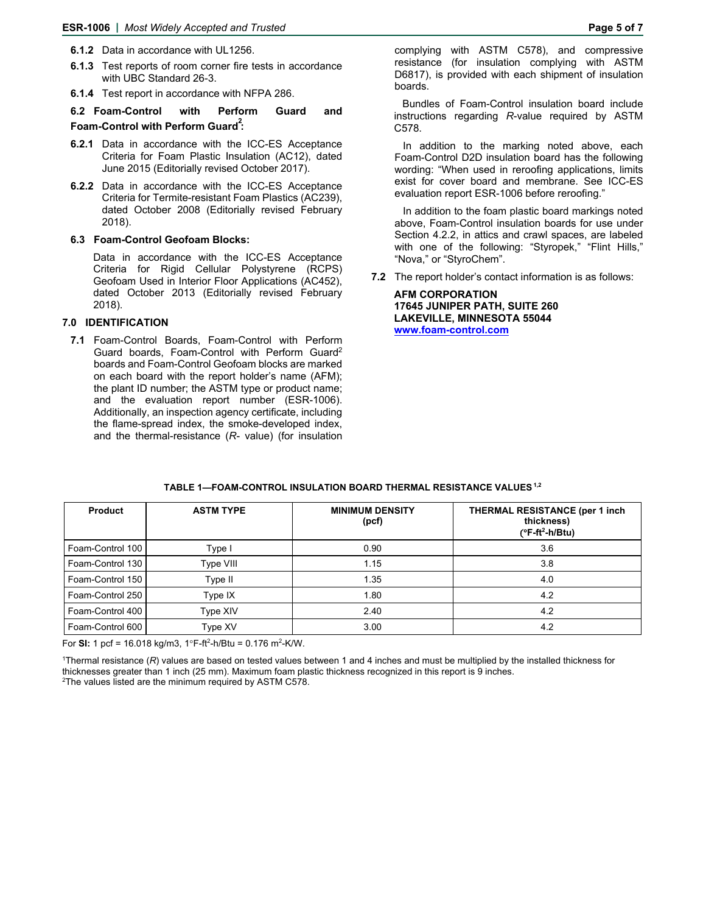**6.1.2** Data in accordance with UL1256.

**6.1.3** Test reports of room corner fire tests in accordance with UBC Standard 26-3.

**6.1.4** Test report in accordance with NFPA 286.

### 6.2 Foam-Control with Perform Guard and Foam-Control with Perform Guard[2]:

**6.2.1** Data in accordance with the ICC-ES Acceptance Criteria for Foam Plastic Insulation (AC12), dated June 2015 (Editorially revised October 2017).

**6.2.2** Data in accordance with the ICC-ES Acceptance Criteria for Termite-resistant Foam Plastics (AC239), dated October 2008 (Editorially revised February 2018).

### 6.3 Foam-Control Geofoam Blocks:

Data in accordance with the ICC-ES Acceptance Criteria for Rigid Cellular Polystyrene (RCPS) Geofoam Used in Interior Floor Applications (AC452), dated October 2013 (Editorially revised February 2018).

## 7.0 IDENTIFICATION

**7.1** Foam-Control Boards, Foam-Control with Perform Guard boards, Foam-Control with Perform Guard[2] boards and Foam-Control Geofoam blocks are marked on each board with the report holder's name (AFM); the plant ID number; the ASTM type or product name; and the evaluation report number (ESR-1006). Additionally, an inspection agency certificate, including the flame-spread index, the smoke-developed index, and the thermal-resistance (*R*- value) (for insulation complying with ASTM C578), and compressive resistance (for insulation complying with ASTM D6817), is provided with each shipment of insulation boards.

Bundles of Foam-Control insulation board include instructions regarding *R*-value required by ASTM C578.

In addition to the marking noted above, each Foam-Control D2D insulation board has the following wording: "When used in reroofing applications, limits exist for cover board and membrane. See ICC-ES evaluation report ESR-1006 before reroofing."

In addition to the foam plastic board markings noted above, Foam-Control insulation boards for use under Section 4.2.2, in attics and crawl spaces, are labeled with one of the following: "Styropek," "Flint Hills," "Nova," or "StyroChem".

**7.2** The report holder's contact information is as follows:

**AFM CORPORATION**
**17645 JUNIPER PATH, SUITE 260**
**LAKEVILLE, MINNESOTA 55044**
**www.foam-control.com**

**TABLE 1—FOAM-CONTROL INSULATION BOARD THERMAL RESISTANCE VALUES [1,2]**

| Product | ASTM TYPE | MINIMUM DENSITY (pcf) | THERMAL RESISTANCE (per 1 inch thickness) (°F-ft$^2$-h/Btu) |
|---|---|---|---|
| Foam-Control 100 | Type I | 0.90 | 3.6 |
| Foam-Control 130 | Type VIII | 1.15 | 3.8 |
| Foam-Control 150 | Type II | 1.35 | 4.0 |
| Foam-Control 250 | Type IX | 1.80 | 4.2 |
| Foam-Control 400 | Type XIV | 2.40 | 4.2 |
| Foam-Control 600 | Type XV | 3.00 | 4.2 |

For **SI:** 1 pcf = 16.018 kg/m3, 1°F-ft$^2$-h/Btu = 0.176 m$^2$-K/W.

[1]Thermal resistance (*R*) values are based on tested values between 1 and 4 inches and must be multiplied by the installed thickness for thicknesses greater than 1 inch (25 mm). Maximum foam plastic thickness recognized in this report is 9 inches.
[2]The values listed are the minimum required by ASTM C578.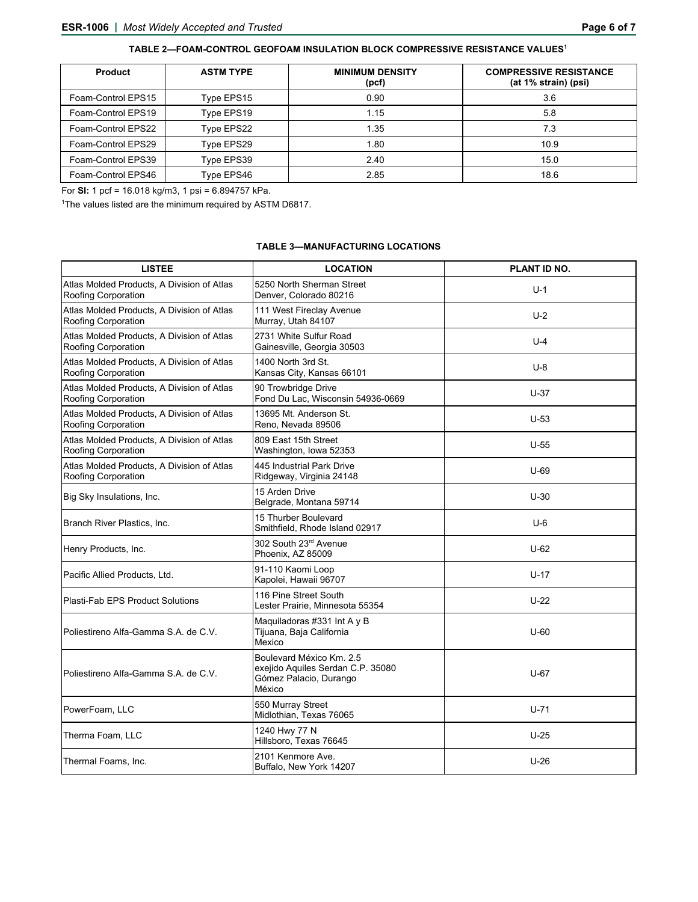**TABLE 2—FOAM-CONTROL GEOFOAM INSULATION BLOCK COMPRESSIVE RESISTANCE VALUES[1]**

| Product | ASTM TYPE | MINIMUM DENSITY (pcf) | COMPRESSIVE RESISTANCE (at 1% strain) (psi) |
|---|---|---|---|
| Foam-Control EPS15 | Type EPS15 | 0.90 | 3.6 |
| Foam-Control EPS19 | Type EPS19 | 1.15 | 5.8 |
| Foam-Control EPS22 | Type EPS22 | 1.35 | 7.3 |
| Foam-Control EPS29 | Type EPS29 | 1.80 | 10.9 |
| Foam-Control EPS39 | Type EPS39 | 2.40 | 15.0 |
| Foam-Control EPS46 | Type EPS46 | 2.85 | 18.6 |

For **SI:** 1 pcf = 16.018 kg/m3, 1 psi = 6.894757 kPa.

[1]The values listed are the minimum required by ASTM D6817.

**TABLE 3—MANUFACTURING LOCATIONS**

| LISTEE | LOCATION | PLANT ID NO. |
|---|---|---|
| Atlas Molded Products, A Division of Atlas Roofing Corporation | 5250 North Sherman Street Denver, Colorado 80216 | U-1 |
| Atlas Molded Products, A Division of Atlas Roofing Corporation | 111 West Fireclay Avenue Murray, Utah 84107 | U-2 |
| Atlas Molded Products, A Division of Atlas Roofing Corporation | 2731 White Sulfur Road Gainesville, Georgia 30503 | U-4 |
| Atlas Molded Products, A Division of Atlas Roofing Corporation | 1400 North 3rd St. Kansas City, Kansas 66101 | U-8 |
| Atlas Molded Products, A Division of Atlas Roofing Corporation | 90 Trowbridge Drive Fond Du Lac, Wisconsin 54936-0669 | U-37 |
| Atlas Molded Products, A Division of Atlas Roofing Corporation | 13695 Mt. Anderson St. Reno, Nevada 89506 | U-53 |
| Atlas Molded Products, A Division of Atlas Roofing Corporation | 809 East 15th Street Washington, Iowa 52353 | U-55 |
| Atlas Molded Products, A Division of Atlas Roofing Corporation | 445 Industrial Park Drive Ridgeway, Virginia 24148 | U-69 |
| Big Sky Insulations, Inc. | 15 Arden Drive Belgrade, Montana 59714 | U-30 |
| Branch River Plastics, Inc. | 15 Thurber Boulevard Smithfield, Rhode Island 02917 | U-6 |
| Henry Products, Inc. | 302 South 23rd Avenue Phoenix, AZ 85009 | U-62 |
| Pacific Allied Products, Ltd. | 91-110 Kaomi Loop Kapolei, Hawaii 96707 | U-17 |
| Plasti-Fab EPS Product Solutions | 116 Pine Street South Lester Prairie, Minnesota 55354 | U-22 |
| Poliestireno Alfa-Gamma S.A. de C.V. | Maquiladoras #331 Int A y B Tijuana, Baja California Mexico | U-60 |
| Poliestireno Alfa-Gamma S.A. de C.V. | Boulevard México Km. 2.5 exejido Aquiles Serdan C.P. 35080 Gómez Palacio, Durango México | U-67 |
| PowerFoam, LLC | 550 Murray Street Midlothian, Texas 76065 | U-71 |
| Therma Foam, LLC | 1240 Hwy 77 N Hillsboro, Texas 76645 | U-25 |
| Thermal Foams, Inc. | 2101 Kenmore Ave. Buffalo, New York 14207 | U-26 |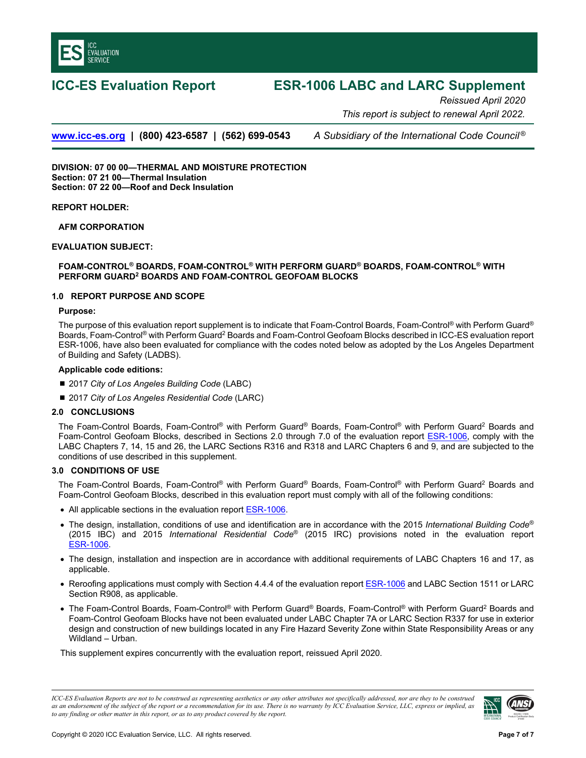# ICC-ES Evaluation Report

# ESR-1006 LABC and LARC Supplement

*Reissued April 2020*

*This report is subject to renewal April 2022.*

www.icc-es.org | (800) 423-6587 | (562) 699-0543 *A Subsidiary of the International Code Council®*

**DIVISION: 07 00 00—THERMAL AND MOISTURE PROTECTION**
**Section: 07 21 00—Thermal Insulation**
**Section: 07 22 00—Roof and Deck Insulation**

**REPORT HOLDER:**

**AFM CORPORATION**

**EVALUATION SUBJECT:**

**FOAM-CONTROL® BOARDS, FOAM-CONTROL® WITH PERFORM GUARD® BOARDS, FOAM-CONTROL® WITH PERFORM GUARD$^2$ BOARDS AND FOAM-CONTROL GEOFOAM BLOCKS**

## 1.0 REPORT PURPOSE AND SCOPE

### Purpose:

The purpose of this evaluation report supplement is to indicate that Foam-Control Boards, Foam-Control® with Perform Guard® Boards, Foam-Control® with Perform Guard$^2$ Boards and Foam-Control Geofoam Blocks described in ICC-ES evaluation report ESR-1006, have also been evaluated for compliance with the codes noted below as adopted by the Los Angeles Department of Building and Safety (LADBS).

### Applicable code editions:

- 2017 *City of Los Angeles Building Code* (LABC)
- 2017 *City of Los Angeles Residential Code* (LARC)

## 2.0 CONCLUSIONS

The Foam-Control Boards, Foam-Control® with Perform Guard® Boards, Foam-Control® with Perform Guard$^2$ Boards and Foam-Control Geofoam Blocks, described in Sections 2.0 through 7.0 of the evaluation report ESR-1006, comply with the LABC Chapters 7, 14, 15 and 26, the LARC Sections R316 and R318 and LARC Chapters 6 and 9, and are subjected to the conditions of use described in this supplement.

## 3.0 CONDITIONS OF USE

The Foam-Control Boards, Foam-Control® with Perform Guard® Boards, Foam-Control® with Perform Guard$^2$ Boards and Foam-Control Geofoam Blocks, described in this evaluation report must comply with all of the following conditions:

- All applicable sections in the evaluation report ESR-1006.
- The design, installation, conditions of use and identification are in accordance with the 2015 *International Building Code*® (2015 IBC) and 2015 *International Residential Code*® (2015 IRC) provisions noted in the evaluation report ESR-1006.
- The design, installation and inspection are in accordance with additional requirements of LABC Chapters 16 and 17, as applicable.
- Reroofing applications must comply with Section 4.4.4 of the evaluation report ESR-1006 and LABC Section 1511 or LARC Section R908, as applicable.
- The Foam-Control Boards, Foam-Control® with Perform Guard® Boards, Foam-Control® with Perform Guard$^2$ Boards and Foam-Control Geofoam Blocks have not been evaluated under LABC Chapter 7A or LARC Section R337 for use in exterior design and construction of new buildings located in any Fire Hazard Severity Zone within State Responsibility Areas or any Wildland – Urban.

This supplement expires concurrently with the evaluation report, reissued April 2020.

*ICC-ES Evaluation Reports are not to be construed as representing aesthetics or any other attributes not specifically addressed, nor are they to be construed as an endorsement of the subject of the report or a recommendation for its use. There is no warranty by ICC Evaluation Service, LLC, express or implied, as to any finding or other matter in this report, or as to any product covered by the report.*

Copyright © 2020 ICC Evaluation Service, LLC. All rights reserved.